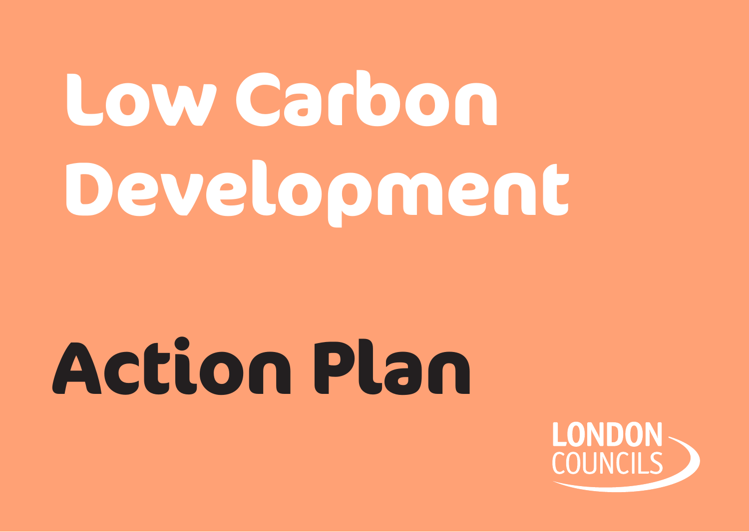# Low Carbon Development

## Action Plan

LONDON COUNCILS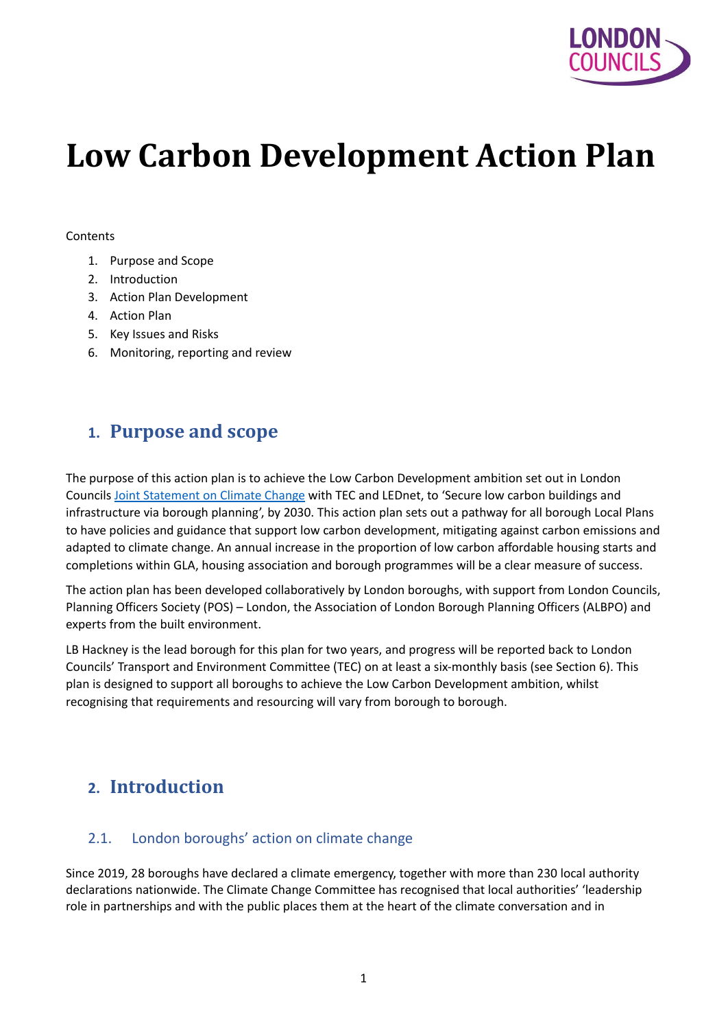# Low Carbon Development Action Plan

Contents

1. Purpose and Scope
2. Introduction
3. Action Plan Development
4. Action Plan
5. Key Issues and Risks
6. Monitoring, reporting and review

## 1. Purpose and scope

The purpose of this action plan is to achieve the Low Carbon Development ambition set out in London Councils Joint Statement on Climate Change with TEC and LEDnet, to 'Secure low carbon buildings and infrastructure via borough planning', by 2030. This action plan sets out a pathway for all borough Local Plans to have policies and guidance that support low carbon development, mitigating against carbon emissions and adapted to climate change. An annual increase in the proportion of low carbon affordable housing starts and completions within GLA, housing association and borough programmes will be a clear measure of success.

The action plan has been developed collaboratively by London boroughs, with support from London Councils, Planning Officers Society (POS) – London, the Association of London Borough Planning Officers (ALBPO) and experts from the built environment.

LB Hackney is the lead borough for this plan for two years, and progress will be reported back to London Councils' Transport and Environment Committee (TEC) on at least a six-monthly basis (see Section 6). This plan is designed to support all boroughs to achieve the Low Carbon Development ambition, whilst recognising that requirements and resourcing will vary from borough to borough.

## 2. Introduction

### 2.1. London boroughs' action on climate change

Since 2019, 28 boroughs have declared a climate emergency, together with more than 230 local authority declarations nationwide. The Climate Change Committee has recognised that local authorities' 'leadership role in partnerships and with the public places them at the heart of the climate conversation and in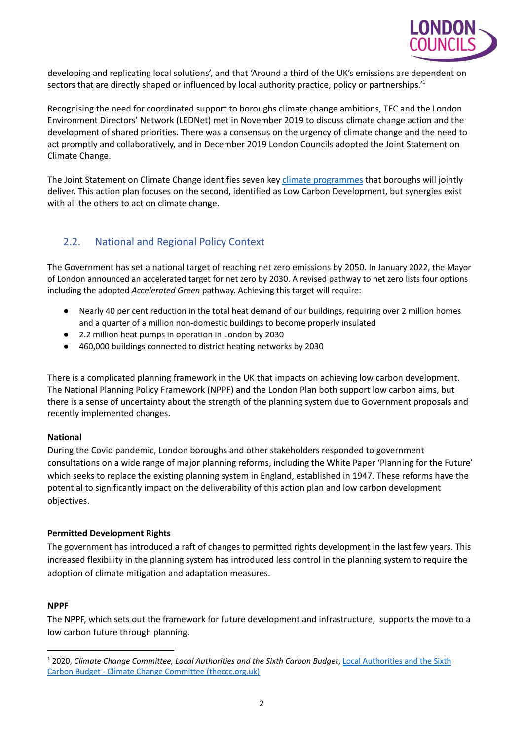developing and replicating local solutions', and that 'Around a third of the UK's emissions are dependent on sectors that are directly shaped or influenced by local authority practice, policy or partnerships.'[1]

Recognising the need for coordinated support to boroughs climate change ambitions, TEC and the London Environment Directors' Network (LEDNet) met in November 2019 to discuss climate change action and the development of shared priorities. There was a consensus on the urgency of climate change and the need to act promptly and collaboratively, and in December 2019 London Councils adopted the Joint Statement on Climate Change.

The Joint Statement on Climate Change identifies seven key [climate programmes]() that boroughs will jointly deliver. This action plan focuses on the second, identified as Low Carbon Development, but synergies exist with all the others to act on climate change.

## 2.2. National and Regional Policy Context

The Government has set a national target of reaching net zero emissions by 2050. In January 2022, the Mayor of London announced an accelerated target for net zero by 2030. A revised pathway to net zero lists four options including the adopted *Accelerated Green* pathway. Achieving this target will require:

- Nearly 40 per cent reduction in the total heat demand of our buildings, requiring over 2 million homes and a quarter of a million non-domestic buildings to become properly insulated
- 2.2 million heat pumps in operation in London by 2030
- 460,000 buildings connected to district heating networks by 2030

There is a complicated planning framework in the UK that impacts on achieving low carbon development. The National Planning Policy Framework (NPPF) and the London Plan both support low carbon aims, but there is a sense of uncertainty about the strength of the planning system due to Government proposals and recently implemented changes.

**National**

During the Covid pandemic, London boroughs and other stakeholders responded to government consultations on a wide range of major planning reforms, including the White Paper 'Planning for the Future' which seeks to replace the existing planning system in England, established in 1947. These reforms have the potential to significantly impact on the deliverability of this action plan and low carbon development objectives.

**Permitted Development Rights**

The government has introduced a raft of changes to permitted rights development in the last few years. This increased flexibility in the planning system has introduced less control in the planning system to require the adoption of climate mitigation and adaptation measures.

**NPPF**

The NPPF, which sets out the framework for future development and infrastructure, supports the move to a low carbon future through planning.

---

[1] 2020, *Climate Change Committee, Local Authorities and the Sixth Carbon Budget*, [Local Authorities and the Sixth Carbon Budget - Climate Change Committee (theccc.org.uk)]()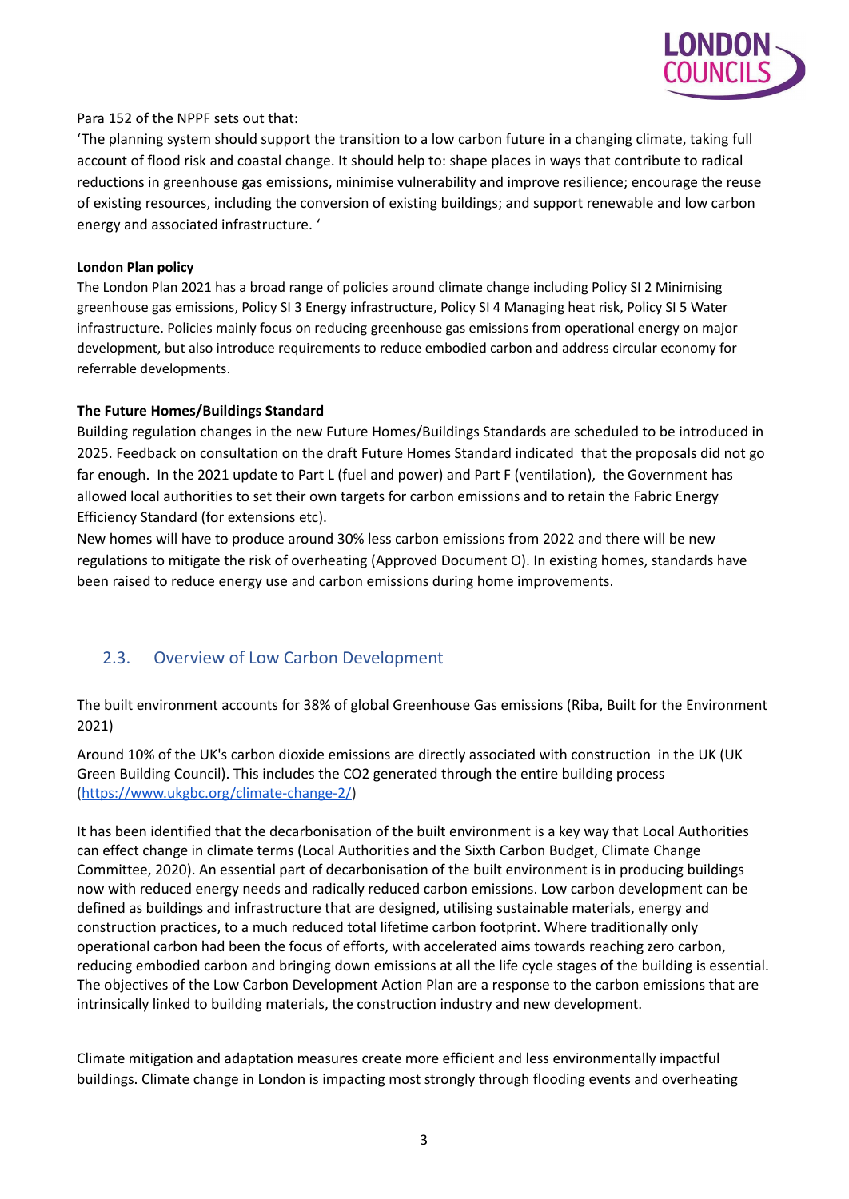Para 152 of the NPPF sets out that:

'The planning system should support the transition to a low carbon future in a changing climate, taking full account of flood risk and coastal change. It should help to: shape places in ways that contribute to radical reductions in greenhouse gas emissions, minimise vulnerability and improve resilience; encourage the reuse of existing resources, including the conversion of existing buildings; and support renewable and low carbon energy and associated infrastructure. '

**London Plan policy**

The London Plan 2021 has a broad range of policies around climate change including Policy SI 2 Minimising greenhouse gas emissions, Policy SI 3 Energy infrastructure, Policy SI 4 Managing heat risk, Policy SI 5 Water infrastructure. Policies mainly focus on reducing greenhouse gas emissions from operational energy on major development, but also introduce requirements to reduce embodied carbon and address circular economy for referrable developments.

**The Future Homes/Buildings Standard**

Building regulation changes in the new Future Homes/Buildings Standards are scheduled to be introduced in 2025. Feedback on consultation on the draft Future Homes Standard indicated that the proposals did not go far enough. In the 2021 update to Part L (fuel and power) and Part F (ventilation), the Government has allowed local authorities to set their own targets for carbon emissions and to retain the Fabric Energy Efficiency Standard (for extensions etc).

New homes will have to produce around 30% less carbon emissions from 2022 and there will be new regulations to mitigate the risk of overheating (Approved Document O). In existing homes, standards have been raised to reduce energy use and carbon emissions during home improvements.

## 2.3. Overview of Low Carbon Development

The built environment accounts for 38% of global Greenhouse Gas emissions (Riba, Built for the Environment 2021)

Around 10% of the UK's carbon dioxide emissions are directly associated with construction in the UK (UK Green Building Council). This includes the $CO_2$ generated through the entire building process (https://www.ukgbc.org/climate-change-2/)

It has been identified that the decarbonisation of the built environment is a key way that Local Authorities can effect change in climate terms (Local Authorities and the Sixth Carbon Budget, Climate Change Committee, 2020). An essential part of decarbonisation of the built environment is in producing buildings now with reduced energy needs and radically reduced carbon emissions. Low carbon development can be defined as buildings and infrastructure that are designed, utilising sustainable materials, energy and construction practices, to a much reduced total lifetime carbon footprint. Where traditionally only operational carbon had been the focus of efforts, with accelerated aims towards reaching zero carbon, reducing embodied carbon and bringing down emissions at all the life cycle stages of the building is essential. The objectives of the Low Carbon Development Action Plan are a response to the carbon emissions that are intrinsically linked to building materials, the construction industry and new development.

Climate mitigation and adaptation measures create more efficient and less environmentally impactful buildings. Climate change in London is impacting most strongly through flooding events and overheating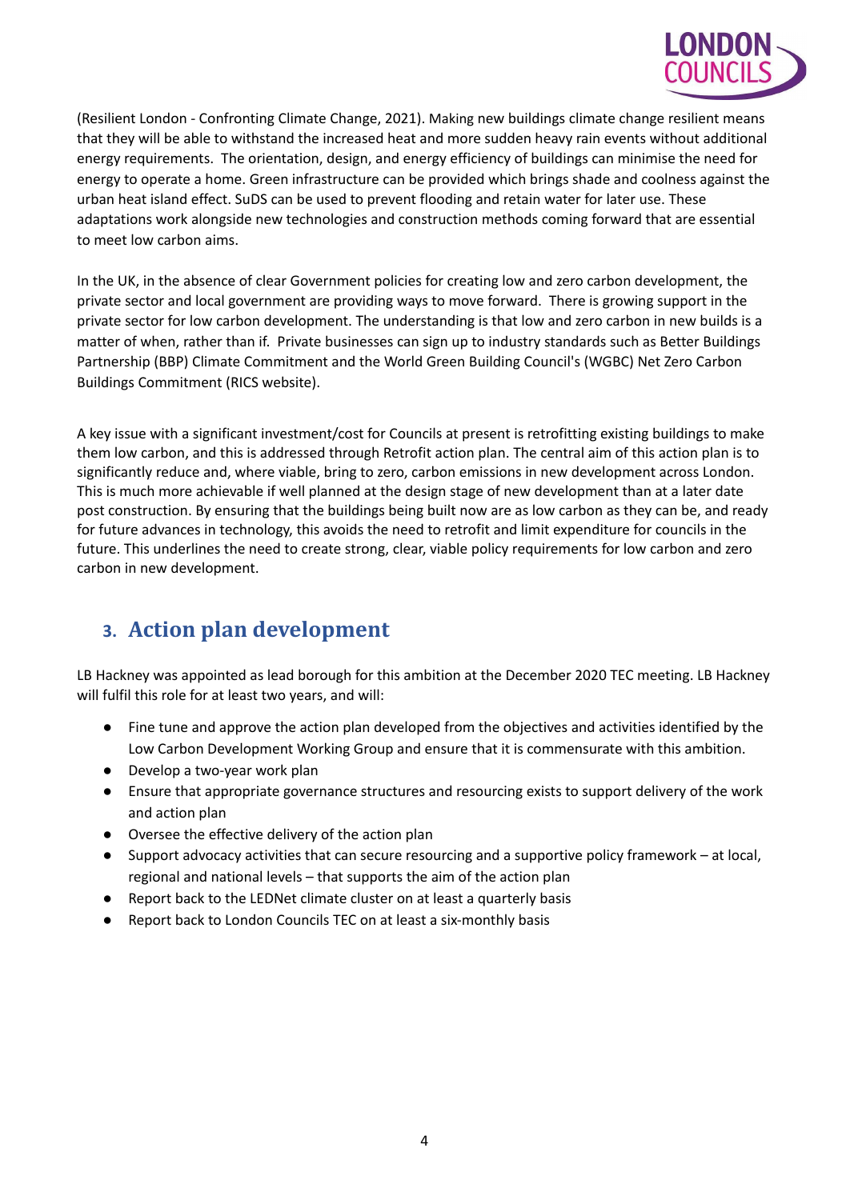(Resilient London - Confronting Climate Change, 2021). Making new buildings climate change resilient means that they will be able to withstand the increased heat and more sudden heavy rain events without additional energy requirements. The orientation, design, and energy efficiency of buildings can minimise the need for energy to operate a home. Green infrastructure can be provided which brings shade and coolness against the urban heat island effect. SuDS can be used to prevent flooding and retain water for later use. These adaptations work alongside new technologies and construction methods coming forward that are essential to meet low carbon aims.

In the UK, in the absence of clear Government policies for creating low and zero carbon development, the private sector and local government are providing ways to move forward. There is growing support in the private sector for low carbon development. The understanding is that low and zero carbon in new builds is a matter of when, rather than if. Private businesses can sign up to industry standards such as Better Buildings Partnership (BBP) Climate Commitment and the World Green Building Council's (WGBC) Net Zero Carbon Buildings Commitment (RICS website).

A key issue with a significant investment/cost for Councils at present is retrofitting existing buildings to make them low carbon, and this is addressed through Retrofit action plan. The central aim of this action plan is to significantly reduce and, where viable, bring to zero, carbon emissions in new development across London. This is much more achievable if well planned at the design stage of new development than at a later date post construction. By ensuring that the buildings being built now are as low carbon as they can be, and ready for future advances in technology, this avoids the need to retrofit and limit expenditure for councils in the future. This underlines the need to create strong, clear, viable policy requirements for low carbon and zero carbon in new development.

## 3. Action plan development

LB Hackney was appointed as lead borough for this ambition at the December 2020 TEC meeting. LB Hackney will fulfil this role for at least two years, and will:

- Fine tune and approve the action plan developed from the objectives and activities identified by the Low Carbon Development Working Group and ensure that it is commensurate with this ambition.
- Develop a two-year work plan
- Ensure that appropriate governance structures and resourcing exists to support delivery of the work and action plan
- Oversee the effective delivery of the action plan
- Support advocacy activities that can secure resourcing and a supportive policy framework – at local, regional and national levels – that supports the aim of the action plan
- Report back to the LEDNet climate cluster on at least a quarterly basis
- Report back to London Councils TEC on at least a six-monthly basis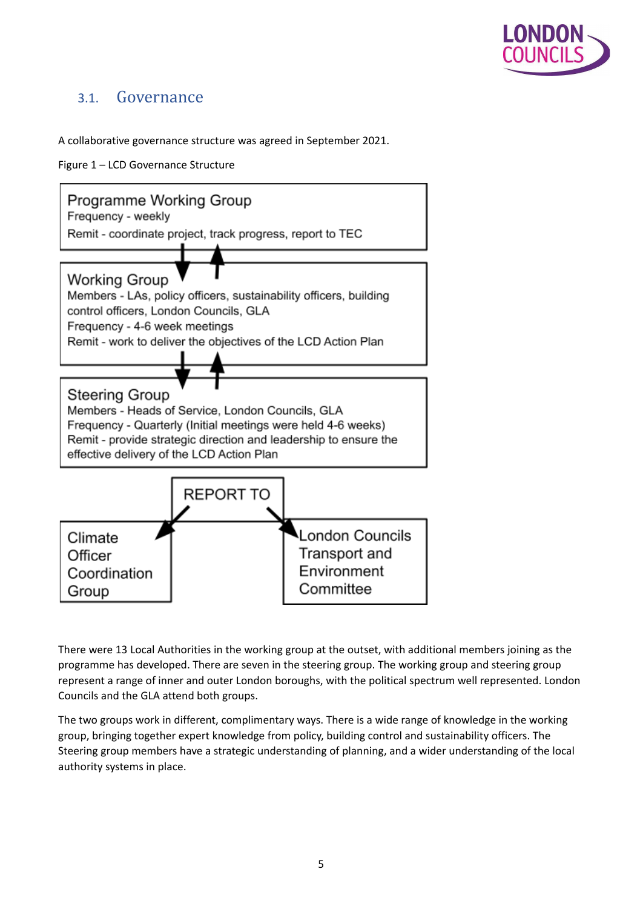## 3.1. Governance

A collaborative governance structure was agreed in September 2021.

Figure 1 – LCD Governance Structure

**Programme Working Group**
Frequency - weekly
Remit - coordinate project, track progress, report to TEC

**Working Group**
Members - LAs, policy officers, sustainability officers, building control officers, London Councils, GLA
Frequency - 4-6 week meetings
Remit - work to deliver the objectives of the LCD Action Plan

**Steering Group**
Members - Heads of Service, London Councils, GLA
Frequency - Quarterly (Initial meetings were held 4-6 weeks)
Remit - provide strategic direction and leadership to ensure the effective delivery of the LCD Action Plan

REPORT TO

Climate Officer Coordination Group

London Councils Transport and Environment Committee

There were 13 Local Authorities in the working group at the outset, with additional members joining as the programme has developed. There are seven in the steering group. The working group and steering group represent a range of inner and outer London boroughs, with the political spectrum well represented. London Councils and the GLA attend both groups.

The two groups work in different, complimentary ways. There is a wide range of knowledge in the working group, bringing together expert knowledge from policy, building control and sustainability officers. The Steering group members have a strategic understanding of planning, and a wider understanding of the local authority systems in place.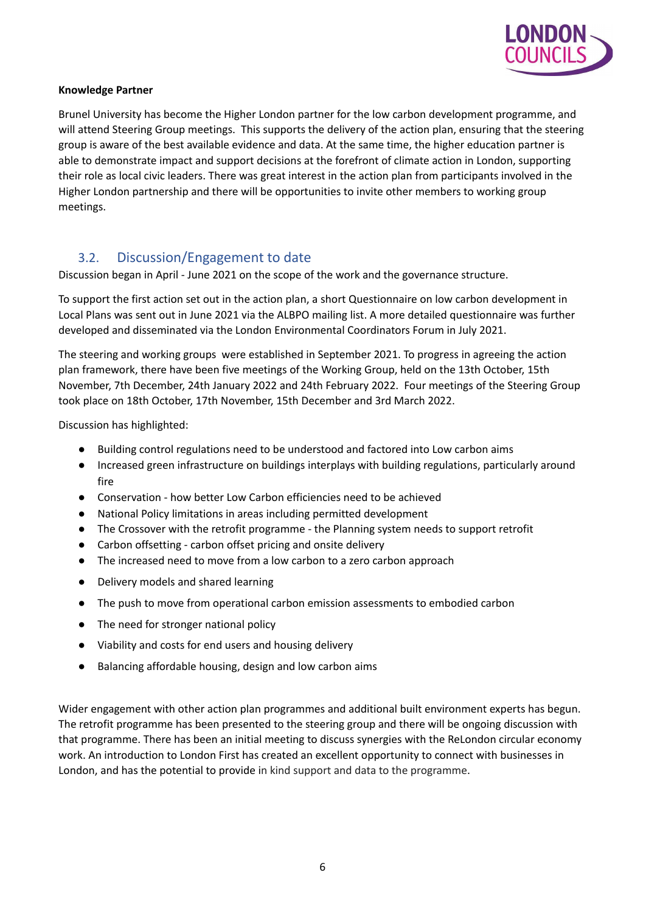**Knowledge Partner**

Brunel University has become the Higher London partner for the low carbon development programme, and will attend Steering Group meetings. This supports the delivery of the action plan, ensuring that the steering group is aware of the best available evidence and data. At the same time, the higher education partner is able to demonstrate impact and support decisions at the forefront of climate action in London, supporting their role as local civic leaders. There was great interest in the action plan from participants involved in the Higher London partnership and there will be opportunities to invite other members to working group meetings.

## 3.2. Discussion/Engagement to date

Discussion began in April - June 2021 on the scope of the work and the governance structure.

To support the first action set out in the action plan, a short Questionnaire on low carbon development in Local Plans was sent out in June 2021 via the ALBPO mailing list. A more detailed questionnaire was further developed and disseminated via the London Environmental Coordinators Forum in July 2021.

The steering and working groups were established in September 2021. To progress in agreeing the action plan framework, there have been five meetings of the Working Group, held on the 13th October, 15th November, 7th December, 24th January 2022 and 24th February 2022. Four meetings of the Steering Group took place on 18th October, 17th November, 15th December and 3rd March 2022.

Discussion has highlighted:

- Building control regulations need to be understood and factored into Low carbon aims
- Increased green infrastructure on buildings interplays with building regulations, particularly around fire
- Conservation - how better Low Carbon efficiencies need to be achieved
- National Policy limitations in areas including permitted development
- The Crossover with the retrofit programme - the Planning system needs to support retrofit
- Carbon offsetting - carbon offset pricing and onsite delivery
- The increased need to move from a low carbon to a zero carbon approach
- Delivery models and shared learning
- The push to move from operational carbon emission assessments to embodied carbon
- The need for stronger national policy
- Viability and costs for end users and housing delivery
- Balancing affordable housing, design and low carbon aims

Wider engagement with other action plan programmes and additional built environment experts has begun. The retrofit programme has been presented to the steering group and there will be ongoing discussion with that programme. There has been an initial meeting to discuss synergies with the ReLondon circular economy work. An introduction to London First has created an excellent opportunity to connect with businesses in London, and has the potential to provide in kind support and data to the programme.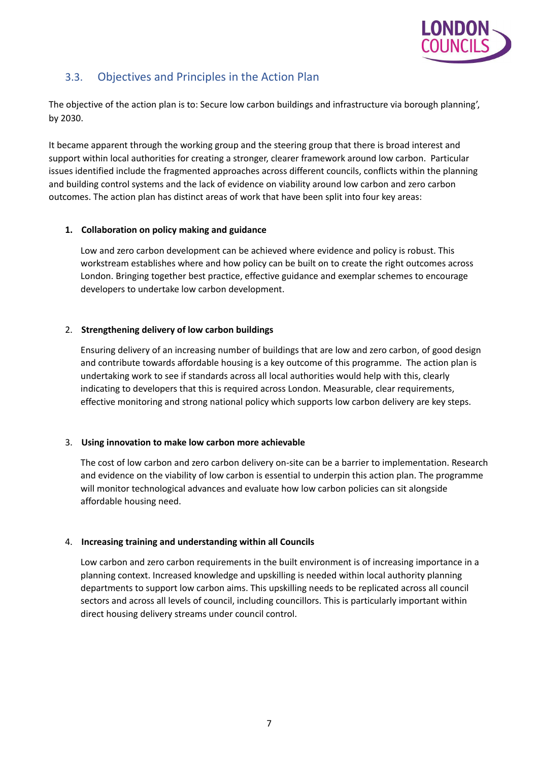## 3.3. Objectives and Principles in the Action Plan

The objective of the action plan is to: Secure low carbon buildings and infrastructure via borough planning', by 2030.

It became apparent through the working group and the steering group that there is broad interest and support within local authorities for creating a stronger, clearer framework around low carbon. Particular issues identified include the fragmented approaches across different councils, conflicts within the planning and building control systems and the lack of evidence on viability around low carbon and zero carbon outcomes. The action plan has distinct areas of work that have been split into four key areas:

1. **Collaboration on policy making and guidance**

   Low and zero carbon development can be achieved where evidence and policy is robust. This workstream establishes where and how policy can be built on to create the right outcomes across London. Bringing together best practice, effective guidance and exemplar schemes to encourage developers to undertake low carbon development.

2. **Strengthening delivery of low carbon buildings**

   Ensuring delivery of an increasing number of buildings that are low and zero carbon, of good design and contribute towards affordable housing is a key outcome of this programme. The action plan is undertaking work to see if standards across all local authorities would help with this, clearly indicating to developers that this is required across London. Measurable, clear requirements, effective monitoring and strong national policy which supports low carbon delivery are key steps.

3. **Using innovation to make low carbon more achievable**

   The cost of low carbon and zero carbon delivery on-site can be a barrier to implementation. Research and evidence on the viability of low carbon is essential to underpin this action plan. The programme will monitor technological advances and evaluate how low carbon policies can sit alongside affordable housing need.

4. **Increasing training and understanding within all Councils**

   Low carbon and zero carbon requirements in the built environment is of increasing importance in a planning context. Increased knowledge and upskilling is needed within local authority planning departments to support low carbon aims. This upskilling needs to be replicated across all council sectors and across all levels of council, including councillors. This is particularly important within direct housing delivery streams under council control.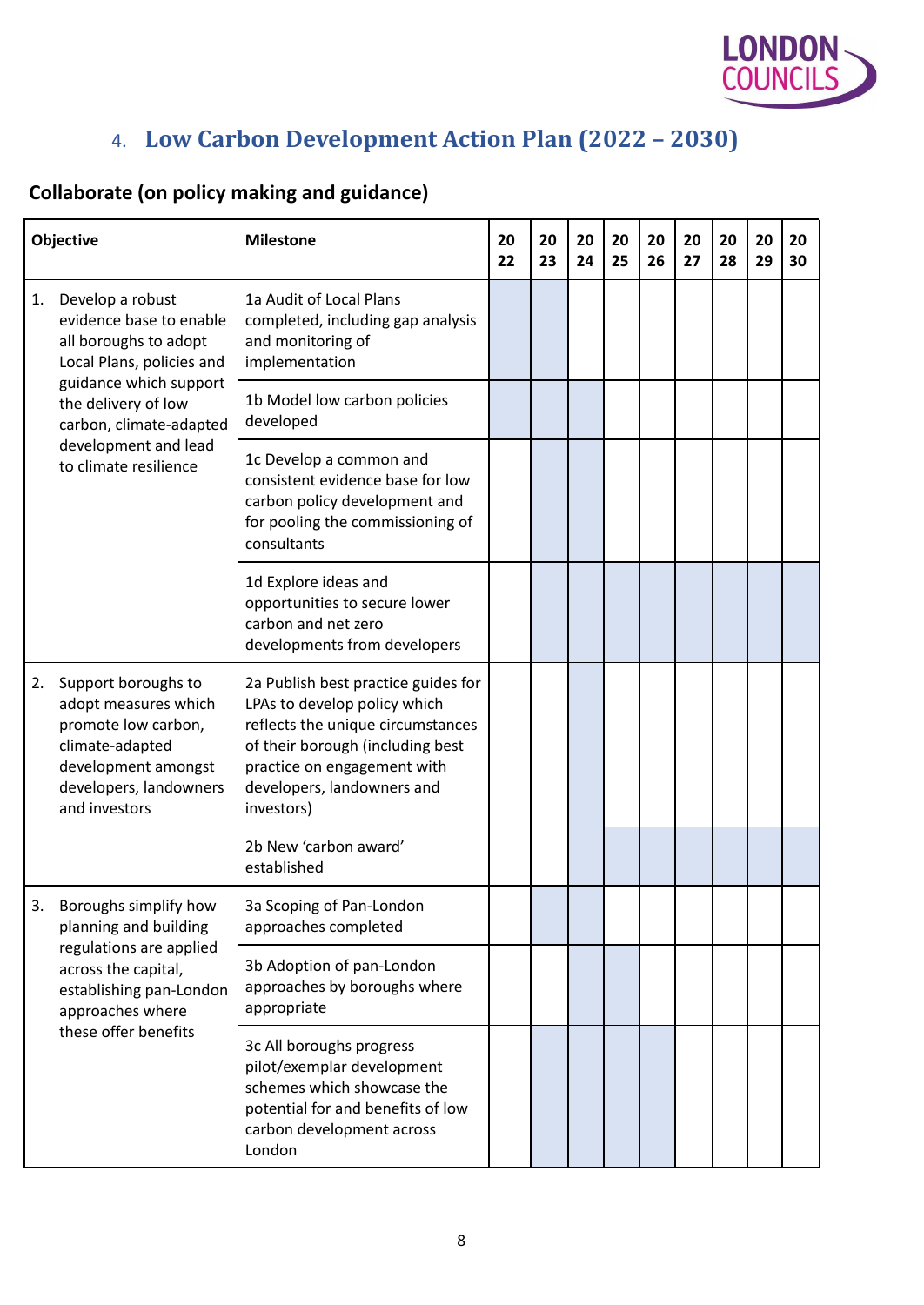# 4. Low Carbon Development Action Plan (2022 – 2030)

## Collaborate (on policy making and guidance)

| Objective | Milestone | 2022 | 2023 | 2024 | 2025 | 2026 | 2027 | 2028 | 2029 | 2030 |
|---|---|---|---|---|---|---|---|---|---|---|
| 1. Develop a robust evidence base to enable all boroughs to adopt Local Plans, policies and guidance which support the delivery of low carbon, climate-adapted development and lead to climate resilience | 1a Audit of Local Plans completed, including gap analysis and monitoring of implementation | ■ | ■ | | | | | | | |
| | 1b Model low carbon policies developed | ■ | ■ | ■ | | | | | | |
| | 1c Develop a common and consistent evidence base for low carbon policy development and for pooling the commissioning of consultants | | ■ | ■ | | | | | | |
| | 1d Explore ideas and opportunities to secure lower carbon and net zero developments from developers | | ■ | ■ | ■ | ■ | ■ | ■ | ■ | ■ |
| 2. Support boroughs to adopt measures which promote low carbon, climate-adapted development amongst developers, landowners and investors | 2a Publish best practice guides for LPAs to develop policy which reflects the unique circumstances of their borough (including best practice on engagement with developers, landowners and investors) | | | ■ | | | | | | |
| | 2b New 'carbon award' established | | | | ■ | ■ | ■ | ■ | ■ | ■ |
| 3. Boroughs simplify how planning and building regulations are applied across the capital, establishing pan-London approaches where these offer benefits | 3a Scoping of Pan-London approaches completed | | ■ | | | | | | | |
| | 3b Adoption of pan-London approaches by boroughs where appropriate | | | ■ | ■ | | | | | |
| | 3c All boroughs progress pilot/exemplar development schemes which showcase the potential for and benefits of low carbon development across London | | ■ | ■ | ■ | ■ | | | | |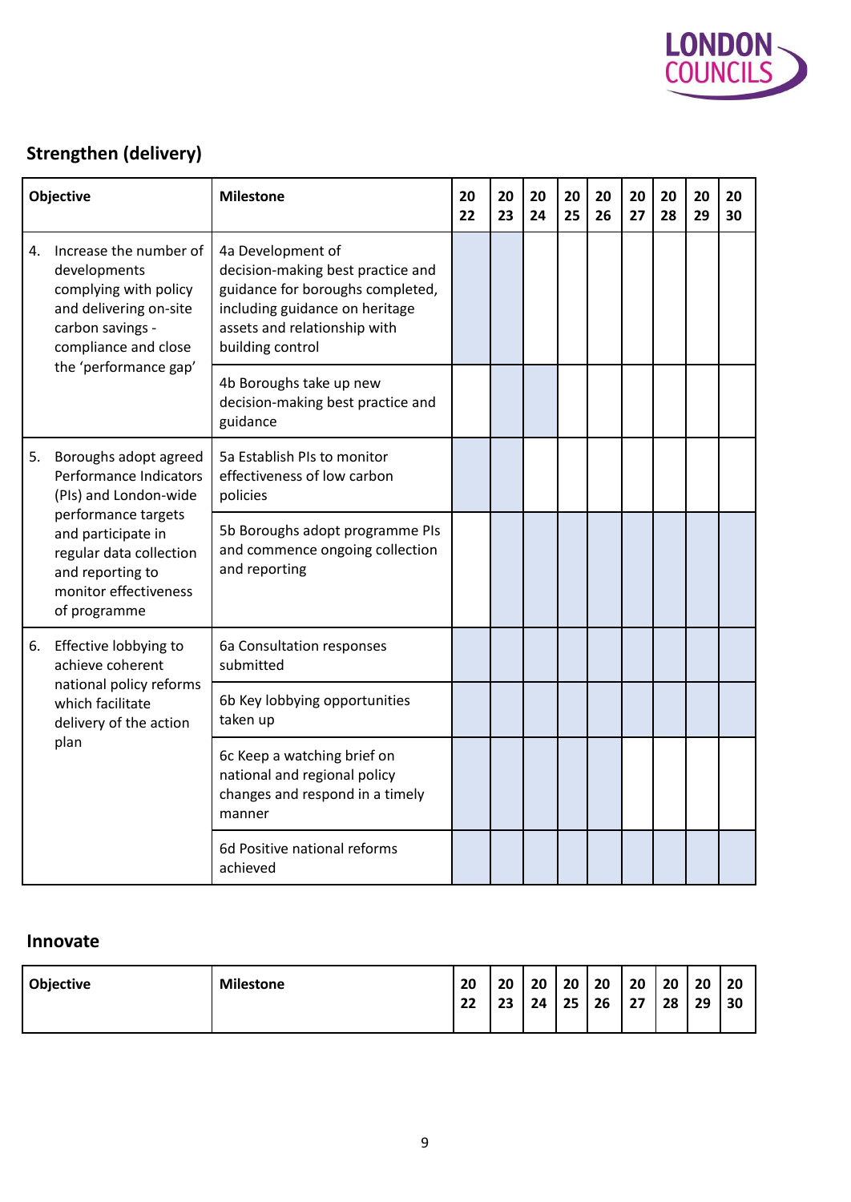## Strengthen (delivery)

| Objective | Milestone | 2022 | 2023 | 2024 | 2025 | 2026 | 2027 | 2028 | 2029 | 2030 |
|---|---|---|---|---|---|---|---|---|---|---|
| 4. Increase the number of developments complying with policy and delivering on-site carbon savings - compliance and close the 'performance gap' | 4a Development of decision-making best practice and guidance for boroughs completed, including guidance on heritage assets and relationship with building control | ■ | ■ | | | | | | | |
| | 4b Boroughs take up new decision-making best practice and guidance | | ■ | ■ | | | | | | |
| 5. Boroughs adopt agreed Performance Indicators (PIs) and London-wide performance targets and participate in regular data collection and reporting to monitor effectiveness of programme | 5a Establish PIs to monitor effectiveness of low carbon policies | ■ | ■ | | | | | | | |
| | 5b Boroughs adopt programme PIs and commence ongoing collection and reporting | | ■ | ■ | ■ | ■ | ■ | ■ | ■ | ■ |
| 6. Effective lobbying to achieve coherent national policy reforms which facilitate delivery of the action plan | 6a Consultation responses submitted | ■ | ■ | ■ | ■ | ■ | ■ | ■ | ■ | ■ |
| | 6b Key lobbying opportunities taken up | ■ | ■ | ■ | ■ | ■ | ■ | ■ | ■ | ■ |
| | 6c Keep a watching brief on national and regional policy changes and respond in a timely manner | ■ | ■ | ■ | ■ | ■ | | | | |
| | 6d Positive national reforms achieved | ■ | ■ | ■ | ■ | ■ | ■ | ■ | ■ | ■ |

## Innovate

| Objective | Milestone | 2022 | 2023 | 2024 | 2025 | 2026 | 2027 | 2028 | 2029 | 2030 |
|---|---|---|---|---|---|---|---|---|---|---|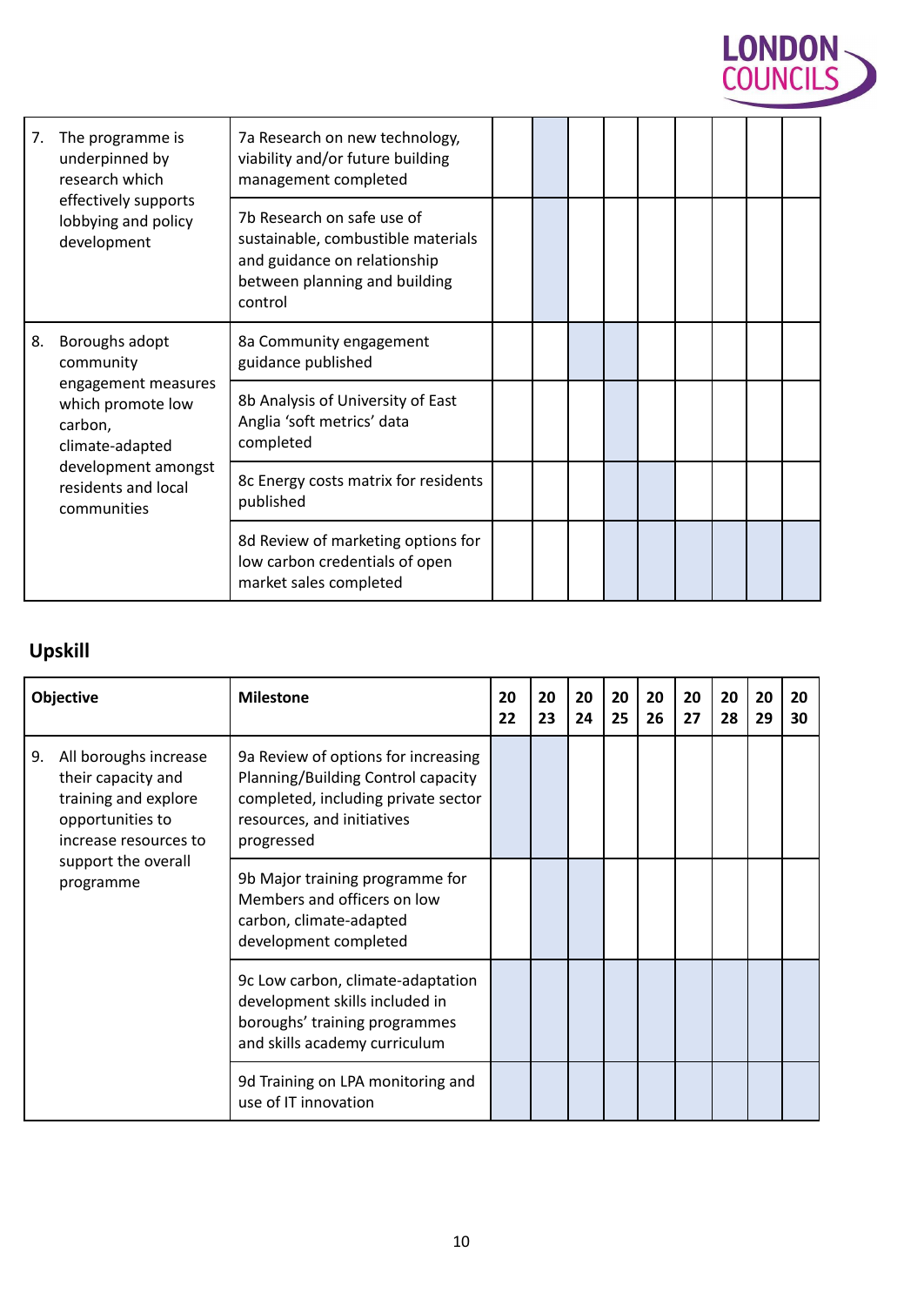| Objective | Milestone | 2022 | 2023 | 2024 | 2025 | 2026 | 2027 | 2028 | 2029 | 2030 |
|---|---|---|---|---|---|---|---|---|---|---|
| 7. The programme is underpinned by research which effectively supports lobbying and policy development | 7a Research on new technology, viability and/or future building management completed | | ■ | | | | | | | |
| | 7b Research on safe use of sustainable, combustible materials and guidance on relationship between planning and building control | | ■ | | | | | | | |
| 8. Boroughs adopt community engagement measures which promote low carbon, climate-adapted development amongst residents and local communities | 8a Community engagement guidance published | | | ■ | ■ | | | | | |
| | 8b Analysis of University of East Anglia 'soft metrics' data completed | | | | ■ | | | | | |
| | 8c Energy costs matrix for residents published | | | | ■ | ■ | | | | |
| | 8d Review of marketing options for low carbon credentials of open market sales completed | | | | ■ | ■ | ■ | ■ | ■ | ■ |

## Upskill

| Objective | Milestone | 2022 | 2023 | 2024 | 2025 | 2026 | 2027 | 2028 | 2029 | 2030 |
|---|---|---|---|---|---|---|---|---|---|---|
| 9. All boroughs increase their capacity and training and explore opportunities to increase resources to support the overall programme | 9a Review of options for increasing Planning/Building Control capacity completed, including private sector resources, and initiatives progressed | ■ | ■ | | | | | | | |
| | 9b Major training programme for Members and officers on low carbon, climate-adapted development completed | | ■ | ■ | | | | | | |
| | 9c Low carbon, climate-adaptation development skills included in boroughs' training programmes and skills academy curriculum | ■ | ■ | ■ | ■ | ■ | ■ | ■ | ■ | ■ |
| | 9d Training on LPA monitoring and use of IT innovation | ■ | ■ | ■ | ■ | ■ | ■ | ■ | ■ | ■ |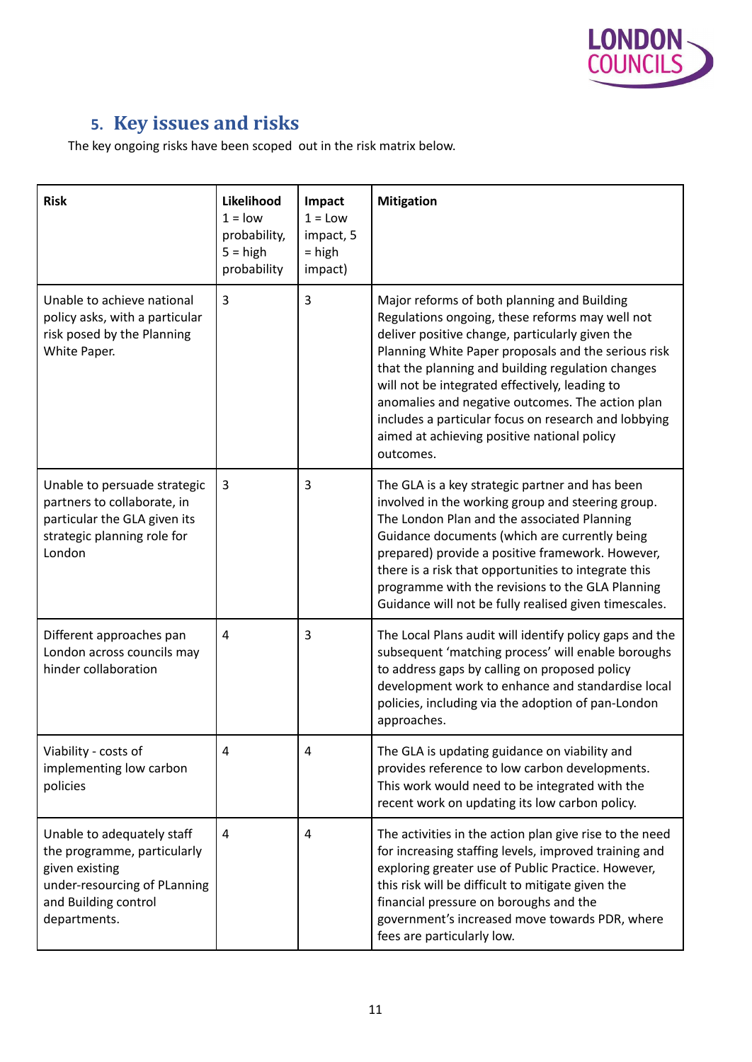## 5. Key issues and risks

The key ongoing risks have been scoped out in the risk matrix below.

| Risk | Likelihood 1 = low probability, 5 = high probability | Impact 1 = Low impact, 5 = high impact) | Mitigation |
|---|---|---|---|
| Unable to achieve national policy asks, with a particular risk posed by the Planning White Paper. | 3 | 3 | Major reforms of both planning and Building Regulations ongoing, these reforms may well not deliver positive change, particularly given the Planning White Paper proposals and the serious risk that the planning and building regulation changes will not be integrated effectively, leading to anomalies and negative outcomes. The action plan includes a particular focus on research and lobbying aimed at achieving positive national policy outcomes. |
| Unable to persuade strategic partners to collaborate, in particular the GLA given its strategic planning role for London | 3 | 3 | The GLA is a key strategic partner and has been involved in the working group and steering group. The London Plan and the associated Planning Guidance documents (which are currently being prepared) provide a positive framework. However, there is a risk that opportunities to integrate this programme with the revisions to the GLA Planning Guidance will not be fully realised given timescales. |
| Different approaches pan London across councils may hinder collaboration | 4 | 3 | The Local Plans audit will identify policy gaps and the subsequent 'matching process' will enable boroughs to address gaps by calling on proposed policy development work to enhance and standardise local policies, including via the adoption of pan-London approaches. |
| Viability - costs of implementing low carbon policies | 4 | 4 | The GLA is updating guidance on viability and provides reference to low carbon developments. This work would need to be integrated with the recent work on updating its low carbon policy. |
| Unable to adequately staff the programme, particularly given existing under-resourcing of PLanning and Building control departments. | 4 | 4 | The activities in the action plan give rise to the need for increasing staffing levels, improved training and exploring greater use of Public Practice. However, this risk will be difficult to mitigate given the financial pressure on boroughs and the government's increased move towards PDR, where fees are particularly low. |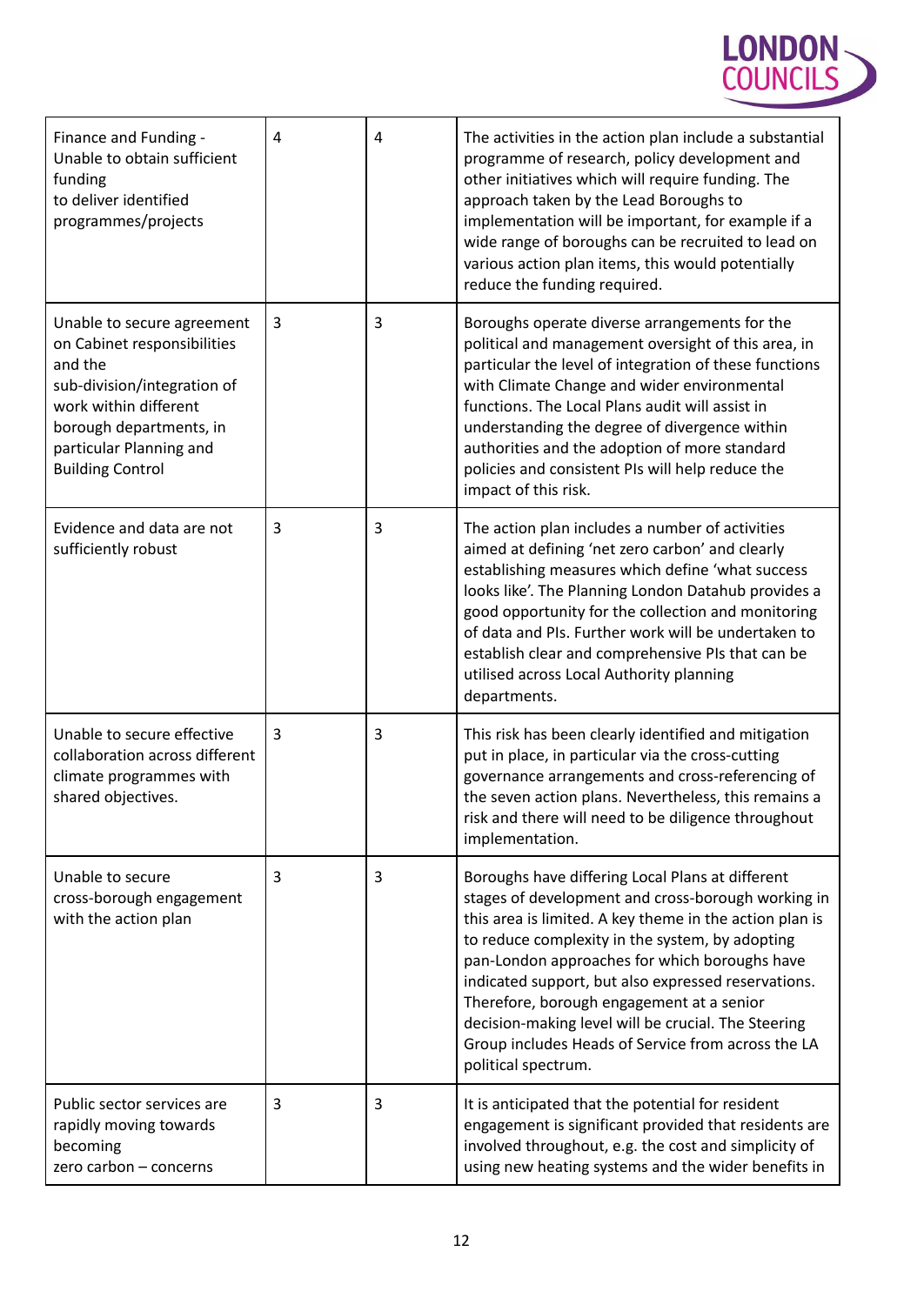| | | | |
|---|---|---|---|
| Finance and Funding - Unable to obtain sufficient funding to deliver identified programmes/projects | 4 | 4 | The activities in the action plan include a substantial programme of research, policy development and other initiatives which will require funding. The approach taken by the Lead Boroughs to implementation will be important, for example if a wide range of boroughs can be recruited to lead on various action plan items, this would potentially reduce the funding required. |
| Unable to secure agreement on Cabinet responsibilities and the sub-division/integration of work within different borough departments, in particular Planning and Building Control | 3 | 3 | Boroughs operate diverse arrangements for the political and management oversight of this area, in particular the level of integration of these functions with Climate Change and wider environmental functions. The Local Plans audit will assist in understanding the degree of divergence within authorities and the adoption of more standard policies and consistent PIs will help reduce the impact of this risk. |
| Evidence and data are not sufficiently robust | 3 | 3 | The action plan includes a number of activities aimed at defining 'net zero carbon' and clearly establishing measures which define 'what success looks like'. The Planning London Datahub provides a good opportunity for the collection and monitoring of data and PIs. Further work will be undertaken to establish clear and comprehensive PIs that can be utilised across Local Authority planning departments. |
| Unable to secure effective collaboration across different climate programmes with shared objectives. | 3 | 3 | This risk has been clearly identified and mitigation put in place, in particular via the cross-cutting governance arrangements and cross-referencing of the seven action plans. Nevertheless, this remains a risk and there will need to be diligence throughout implementation. |
| Unable to secure cross-borough engagement with the action plan | 3 | 3 | Boroughs have differing Local Plans at different stages of development and cross-borough working in this area is limited. A key theme in the action plan is to reduce complexity in the system, by adopting pan-London approaches for which boroughs have indicated support, but also expressed reservations. Therefore, borough engagement at a senior decision-making level will be crucial. The Steering Group includes Heads of Service from across the LA political spectrum. |
| Public sector services are rapidly moving towards becoming zero carbon – concerns | 3 | 3 | It is anticipated that the potential for resident engagement is significant provided that residents are involved throughout, e.g. the cost and simplicity of using new heating systems and the wider benefits in |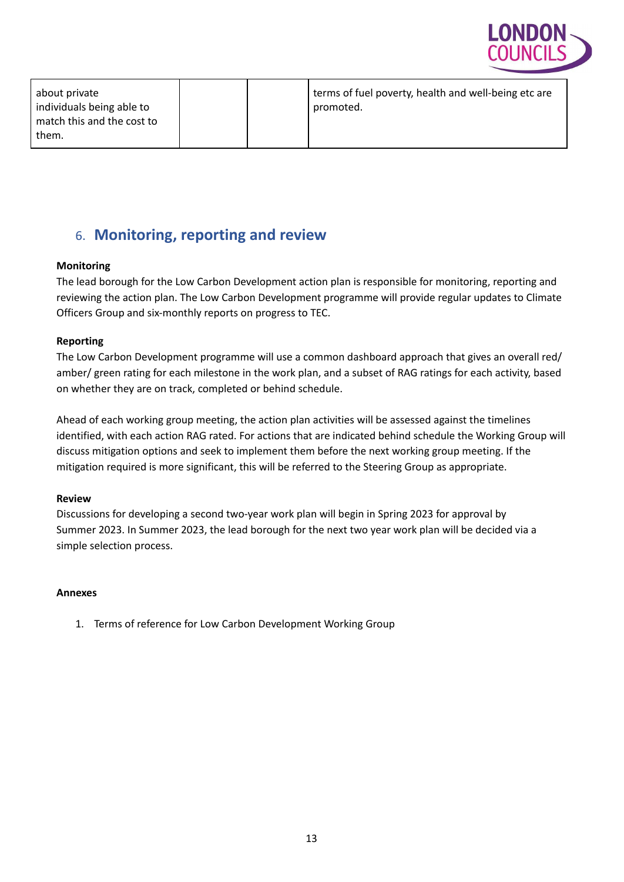| about private individuals being able to match this and the cost to them. | | | terms of fuel poverty, health and well-being etc are promoted. |
|---|---|---|---|

## 6. Monitoring, reporting and review

**Monitoring**

The lead borough for the Low Carbon Development action plan is responsible for monitoring, reporting and reviewing the action plan. The Low Carbon Development programme will provide regular updates to Climate Officers Group and six-monthly reports on progress to TEC.

**Reporting**

The Low Carbon Development programme will use a common dashboard approach that gives an overall red/ amber/ green rating for each milestone in the work plan, and a subset of RAG ratings for each activity, based on whether they are on track, completed or behind schedule.

Ahead of each working group meeting, the action plan activities will be assessed against the timelines identified, with each action RAG rated. For actions that are indicated behind schedule the Working Group will discuss mitigation options and seek to implement them before the next working group meeting. If the mitigation required is more significant, this will be referred to the Steering Group as appropriate.

**Review**

Discussions for developing a second two-year work plan will begin in Spring 2023 for approval by Summer 2023. In Summer 2023, the lead borough for the next two year work plan will be decided via a simple selection process.

**Annexes**

1. Terms of reference for Low Carbon Development Working Group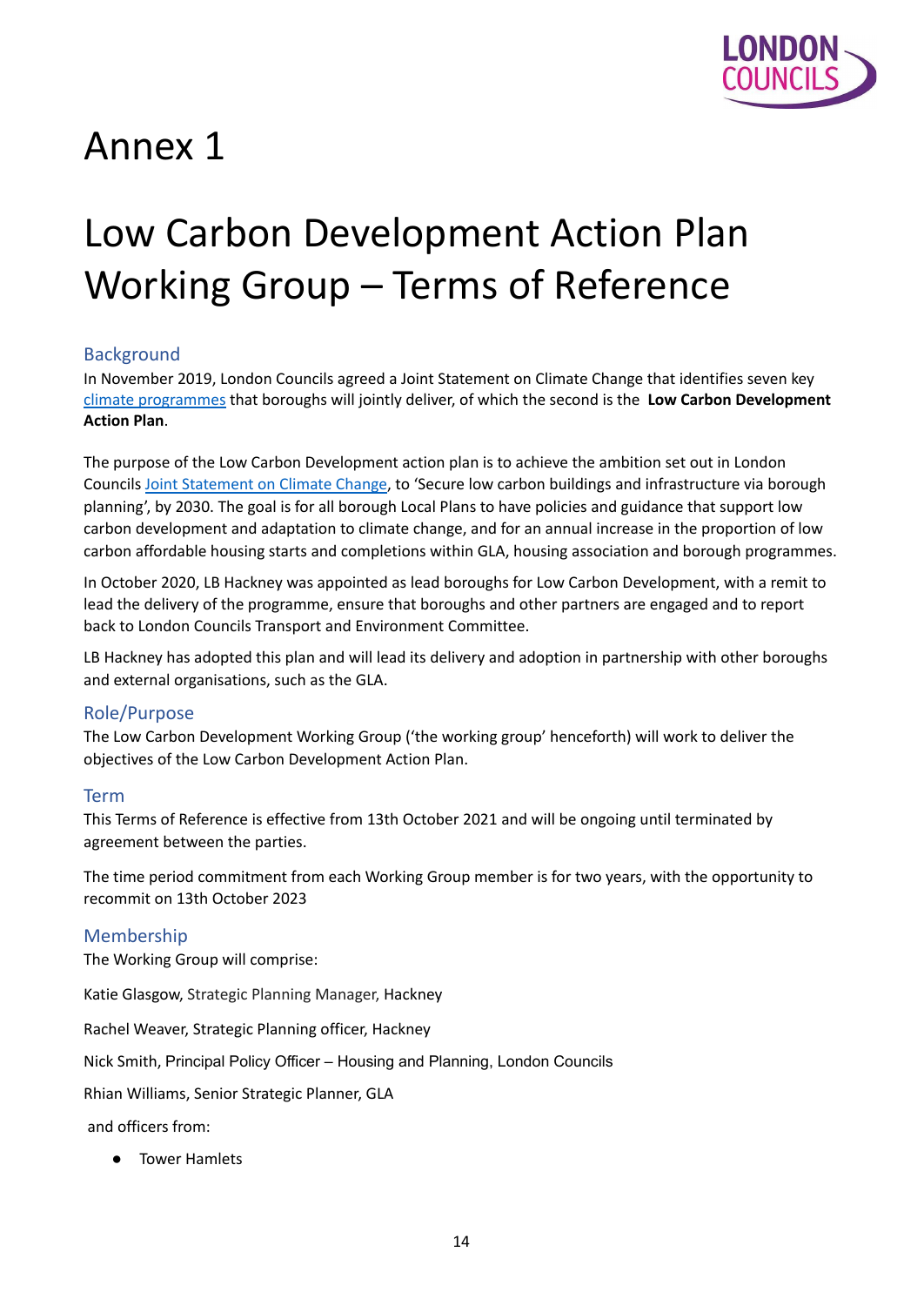# Annex 1

# Low Carbon Development Action Plan Working Group – Terms of Reference

## Background

In November 2019, London Councils agreed a Joint Statement on Climate Change that identifies seven key climate programmes that boroughs will jointly deliver, of which the second is the **Low Carbon Development Action Plan**.

The purpose of the Low Carbon Development action plan is to achieve the ambition set out in London Councils Joint Statement on Climate Change, to 'Secure low carbon buildings and infrastructure via borough planning', by 2030. The goal is for all borough Local Plans to have policies and guidance that support low carbon development and adaptation to climate change, and for an annual increase in the proportion of low carbon affordable housing starts and completions within GLA, housing association and borough programmes.

In October 2020, LB Hackney was appointed as lead boroughs for Low Carbon Development, with a remit to lead the delivery of the programme, ensure that boroughs and other partners are engaged and to report back to London Councils Transport and Environment Committee.

LB Hackney has adopted this plan and will lead its delivery and adoption in partnership with other boroughs and external organisations, such as the GLA.

## Role/Purpose

The Low Carbon Development Working Group ('the working group' henceforth) will work to deliver the objectives of the Low Carbon Development Action Plan.

## Term

This Terms of Reference is effective from 13th October 2021 and will be ongoing until terminated by agreement between the parties.

The time period commitment from each Working Group member is for two years, with the opportunity to recommit on 13th October 2023

## Membership

The Working Group will comprise:

Katie Glasgow, Strategic Planning Manager, Hackney

Rachel Weaver, Strategic Planning officer, Hackney

Nick Smith, Principal Policy Officer – Housing and Planning, London Councils

Rhian Williams, Senior Strategic Planner, GLA

and officers from:

- Tower Hamlets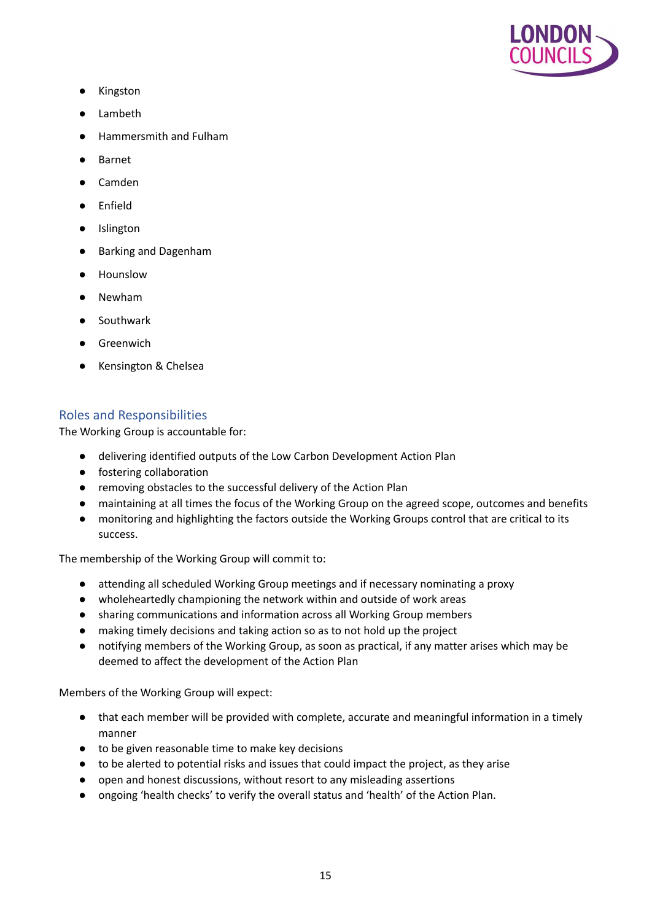- Kingston
- Lambeth
- Hammersmith and Fulham
- Barnet
- Camden
- Enfield
- Islington
- Barking and Dagenham
- Hounslow
- Newham
- Southwark
- Greenwich
- Kensington & Chelsea

## Roles and Responsibilities

The Working Group is accountable for:

- delivering identified outputs of the Low Carbon Development Action Plan
- fostering collaboration
- removing obstacles to the successful delivery of the Action Plan
- maintaining at all times the focus of the Working Group on the agreed scope, outcomes and benefits
- monitoring and highlighting the factors outside the Working Groups control that are critical to its success.

The membership of the Working Group will commit to:

- attending all scheduled Working Group meetings and if necessary nominating a proxy
- wholeheartedly championing the network within and outside of work areas
- sharing communications and information across all Working Group members
- making timely decisions and taking action so as to not hold up the project
- notifying members of the Working Group, as soon as practical, if any matter arises which may be deemed to affect the development of the Action Plan

Members of the Working Group will expect:

- that each member will be provided with complete, accurate and meaningful information in a timely manner
- to be given reasonable time to make key decisions
- to be alerted to potential risks and issues that could impact the project, as they arise
- open and honest discussions, without resort to any misleading assertions
- ongoing 'health checks' to verify the overall status and 'health' of the Action Plan.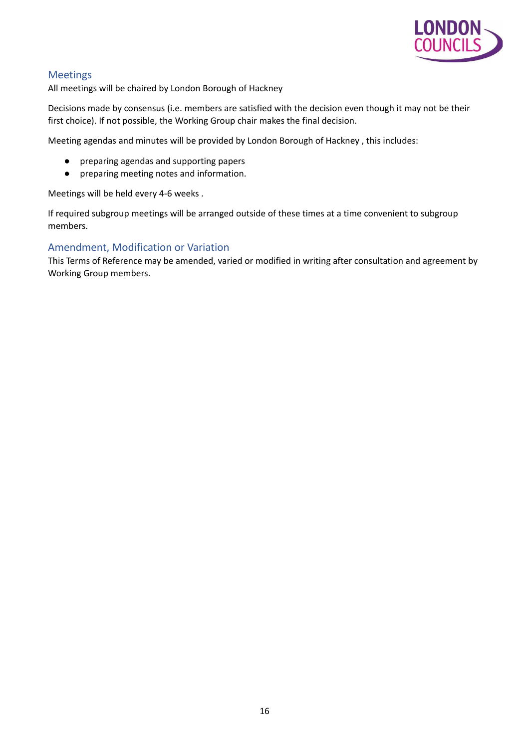## Meetings

All meetings will be chaired by London Borough of Hackney

Decisions made by consensus (i.e. members are satisfied with the decision even though it may not be their first choice). If not possible, the Working Group chair makes the final decision.

Meeting agendas and minutes will be provided by London Borough of Hackney , this includes:

- preparing agendas and supporting papers
- preparing meeting notes and information.

Meetings will be held every 4-6 weeks .

If required subgroup meetings will be arranged outside of these times at a time convenient to subgroup members.

## Amendment, Modification or Variation

This Terms of Reference may be amended, varied or modified in writing after consultation and agreement by Working Group members.